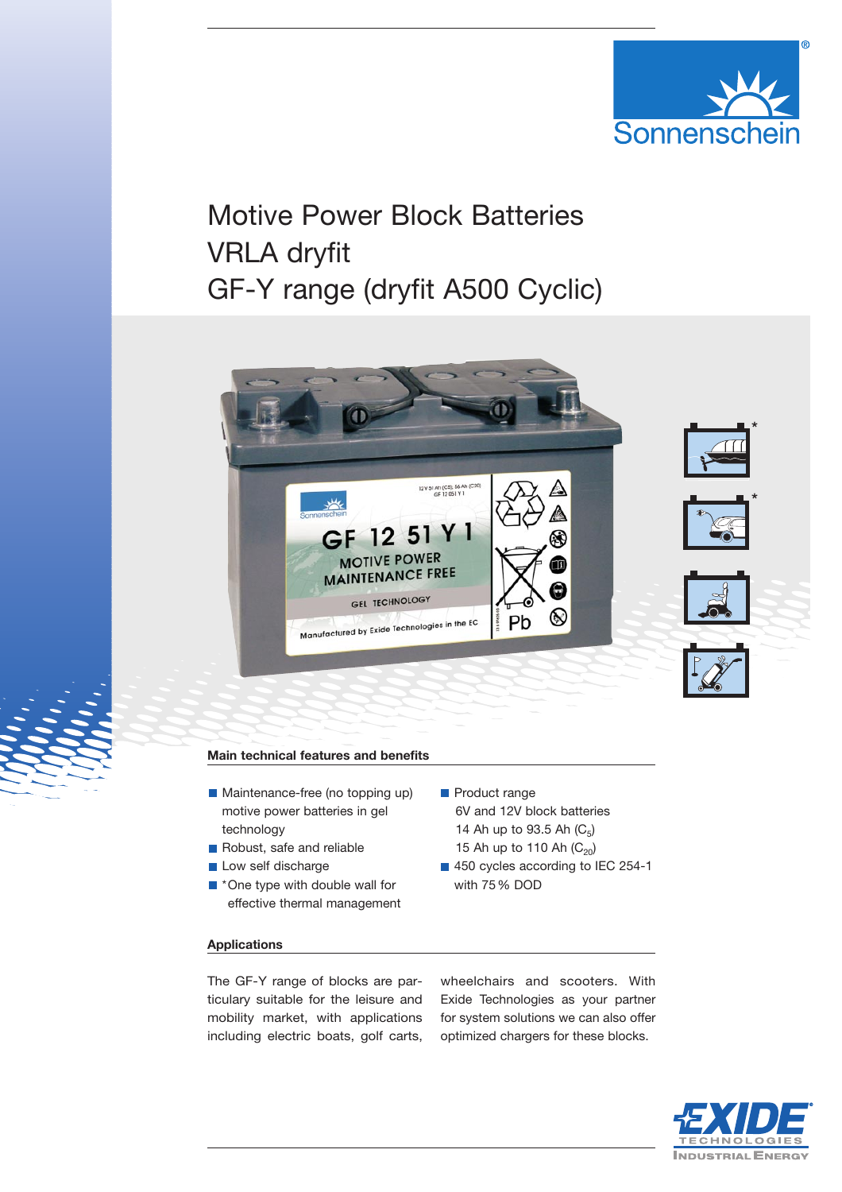# Motive Power Block Batteries
# VRLA dryfit
# GF-Y range (dryfit A500 Cyclic)

## Main technical features and benefits

- Maintenance-free (no topping up) motive power batteries in gel technology
- Robust, safe and reliable
- Low self discharge
- *One type with double wall for effective thermal management
- Product range
  6V and 12V block batteries
  14 Ah up to 93.5 Ah ($C_5$)
  15 Ah up to 110 Ah ($C_{20}$)
- 450 cycles according to IEC 254-1 with 75 % DOD

## Applications

The GF-Y range of blocks are particulary suitable for the leisure and mobility market, with applications including electric boats, golf carts, wheelchairs and scooters. With Exide Technologies as your partner for system solutions we can also offer optimized chargers for these blocks.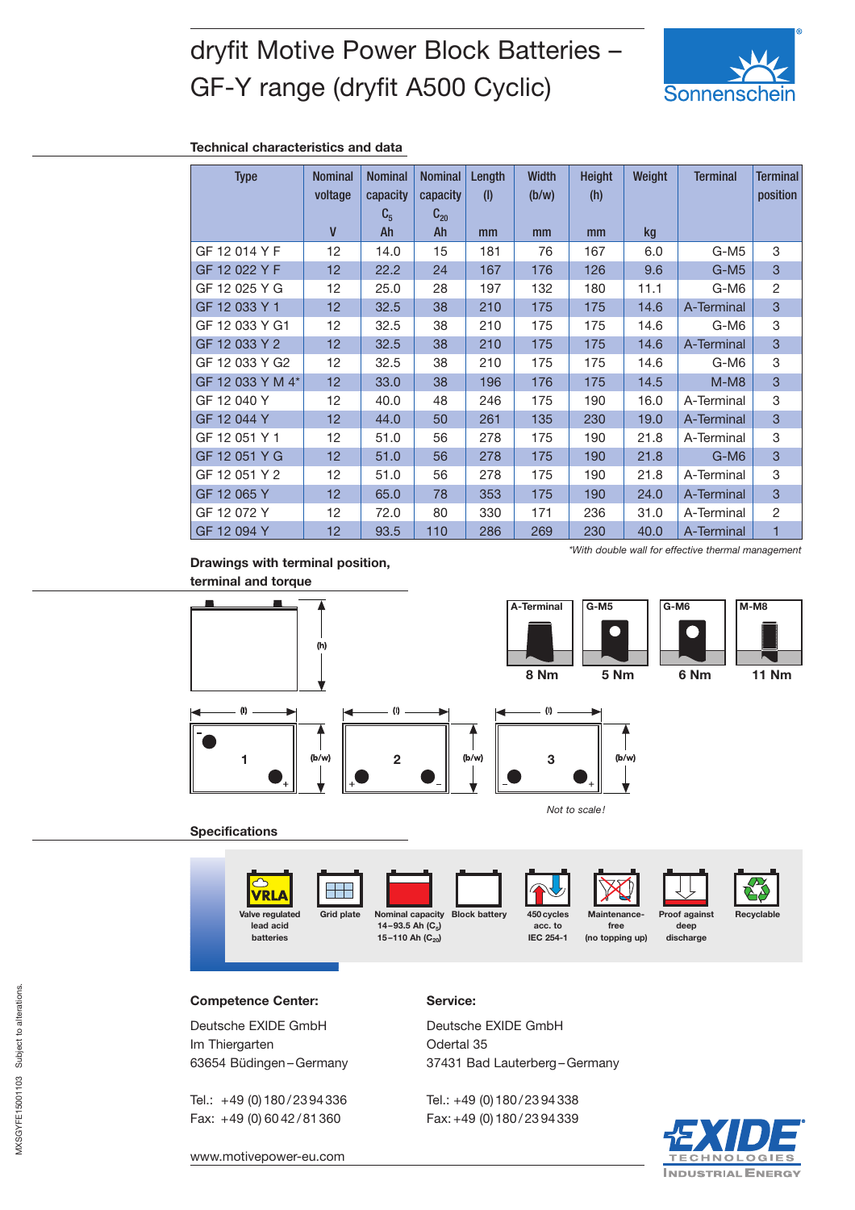# dryfit Motive Power Block Batteries – GF-Y range (dryfit A500 Cyclic)

Sonnenschein

## Technical characteristics and data

| Type | Nominal voltage V | Nominal capacity $C_5$ Ah | Nominal capacity $C_{20}$ Ah | Length (l) mm | Width (b/w) mm | Height (h) mm | Weight kg | Terminal | Terminal position |
|---|---|---|---|---|---|---|---|---|---|
| GF 12 014 Y F | 12 | 14.0 | 15 | 181 | 76 | 167 | 6.0 | G-M5 | 3 |
| GF 12 022 Y F | 12 | 22.2 | 24 | 167 | 176 | 126 | 9.6 | G-M5 | 3 |
| GF 12 025 Y G | 12 | 25.0 | 28 | 197 | 132 | 180 | 11.1 | G-M6 | 2 |
| GF 12 033 Y 1 | 12 | 32.5 | 38 | 210 | 175 | 175 | 14.6 | A-Terminal | 3 |
| GF 12 033 Y G1 | 12 | 32.5 | 38 | 210 | 175 | 175 | 14.6 | G-M6 | 3 |
| GF 12 033 Y 2 | 12 | 32.5 | 38 | 210 | 175 | 175 | 14.6 | A-Terminal | 3 |
| GF 12 033 Y G2 | 12 | 32.5 | 38 | 210 | 175 | 175 | 14.6 | G-M6 | 3 |
| GF 12 033 Y M 4* | 12 | 33.0 | 38 | 196 | 176 | 175 | 14.5 | M-M8 | 3 |
| GF 12 040 Y | 12 | 40.0 | 48 | 246 | 175 | 190 | 16.0 | A-Terminal | 3 |
| GF 12 044 Y | 12 | 44.0 | 50 | 261 | 135 | 230 | 19.0 | A-Terminal | 3 |
| GF 12 051 Y 1 | 12 | 51.0 | 56 | 278 | 175 | 190 | 21.8 | A-Terminal | 3 |
| GF 12 051 Y G | 12 | 51.0 | 56 | 278 | 175 | 190 | 21.8 | G-M6 | 3 |
| GF 12 051 Y 2 | 12 | 51.0 | 56 | 278 | 175 | 190 | 21.8 | A-Terminal | 3 |
| GF 12 065 Y | 12 | 65.0 | 78 | 353 | 175 | 190 | 24.0 | A-Terminal | 3 |
| GF 12 072 Y | 12 | 72.0 | 80 | 330 | 171 | 236 | 31.0 | A-Terminal | 2 |
| GF 12 094 Y | 12 | 93.5 | 110 | 286 | 269 | 230 | 40.0 | A-Terminal | 1 |

*With double wall for effective thermal management*

## Drawings with terminal position, terminal and torque

(h)

(l) (b/w) 1

(l) (b/w) 2

(l) (b/w) 3

A-Terminal 8 Nm

G-M5 5 Nm

G-M6 6 Nm

M-M8 11 Nm

*Not to scale!*

## Specifications

- VRLA – Valve regulated lead acid batteries
- Grid plate
- Nominal capacity 14–93.5 Ah ($C_5$) 15–110 Ah ($C_{20}$)
- Block battery
- 450 cycles acc. to IEC 254-1
- Maintenance-free (no topping up)
- Proof against deep discharge
- Recyclable

**Competence Center:**

Deutsche EXIDE GmbH
Im Thiergarten
63654 Büdingen – Germany

Tel.: +49 (0) 180 / 23 94 336
Fax: +49 (0) 60 42 / 81 360

**Service:**

Deutsche EXIDE GmbH
Odertal 35
37431 Bad Lauterberg – Germany

Tel.: +49 (0) 180 / 23 94 338
Fax: +49 (0) 180 / 23 94 339

www.motivepower-eu.com

EXIDE TECHNOLOGIES INDUSTRIAL ENERGY

MXSGYFE15001103 Subject to alterations.